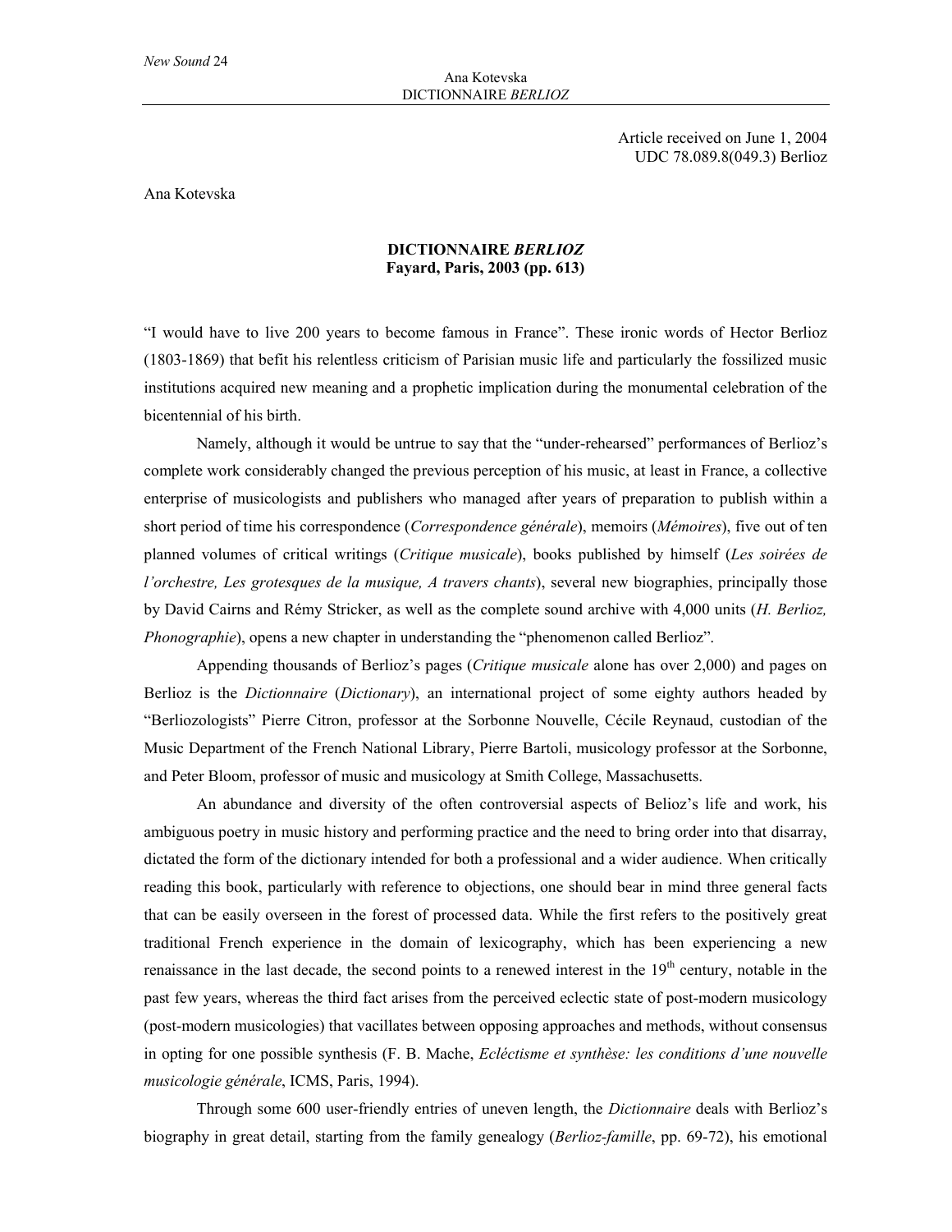Article received on June 1, 2004
UDC 78.089.8(049.3) Berlioz

Ana Kotevska

## DICTIONNAIRE *BERLIOZ*
### Fayard, Paris, 2003 (pp. 613)

"I would have to live 200 years to become famous in France". These ironic words of Hector Berlioz (1803-1869) that befit his relentless criticism of Parisian music life and particularly the fossilized music institutions acquired new meaning and a prophetic implication during the monumental celebration of the bicentennial of his birth.

Namely, although it would be untrue to say that the "under-rehearsed" performances of Berlioz's complete work considerably changed the previous perception of his music, at least in France, a collective enterprise of musicologists and publishers who managed after years of preparation to publish within a short period of time his correspondence (*Correspondence générale*), memoirs (*Mémoires*), five out of ten planned volumes of critical writings (*Critique musicale*), books published by himself (*Les soirées de l'orchestre, Les grotesques de la musique, A travers chants*), several new biographies, principally those by David Cairns and Rémy Stricker, as well as the complete sound archive with 4,000 units (*H. Berlioz, Phonographie*), opens a new chapter in understanding the "phenomenon called Berlioz".

Appending thousands of Berlioz's pages (*Critique musicale* alone has over 2,000) and pages on Berlioz is the *Dictionnaire* (*Dictionary*), an international project of some eighty authors headed by "Berliozologists" Pierre Citron, professor at the Sorbonne Nouvelle, Cécile Reynaud, custodian of the Music Department of the French National Library, Pierre Bartoli, musicology professor at the Sorbonne, and Peter Bloom, professor of music and musicology at Smith College, Massachusetts.

An abundance and diversity of the often controversial aspects of Belioz's life and work, his ambiguous poetry in music history and performing practice and the need to bring order into that disarray, dictated the form of the dictionary intended for both a professional and a wider audience. When critically reading this book, particularly with reference to objections, one should bear in mind three general facts that can be easily overseen in the forest of processed data. While the first refers to the positively great traditional French experience in the domain of lexicography, which has been experiencing a new renaissance in the last decade, the second points to a renewed interest in the 19th century, notable in the past few years, whereas the third fact arises from the perceived eclectic state of post-modern musicology (post-modern musicologies) that vacillates between opposing approaches and methods, without consensus in opting for one possible synthesis (F. B. Mache, *Ecléctisme et synthèse: les conditions d'une nouvelle musicologie générale*, ICMS, Paris, 1994).

Through some 600 user-friendly entries of uneven length, the *Dictionnaire* deals with Berlioz's biography in great detail, starting from the family genealogy (*Berlioz-famille*, pp. 69-72), his emotional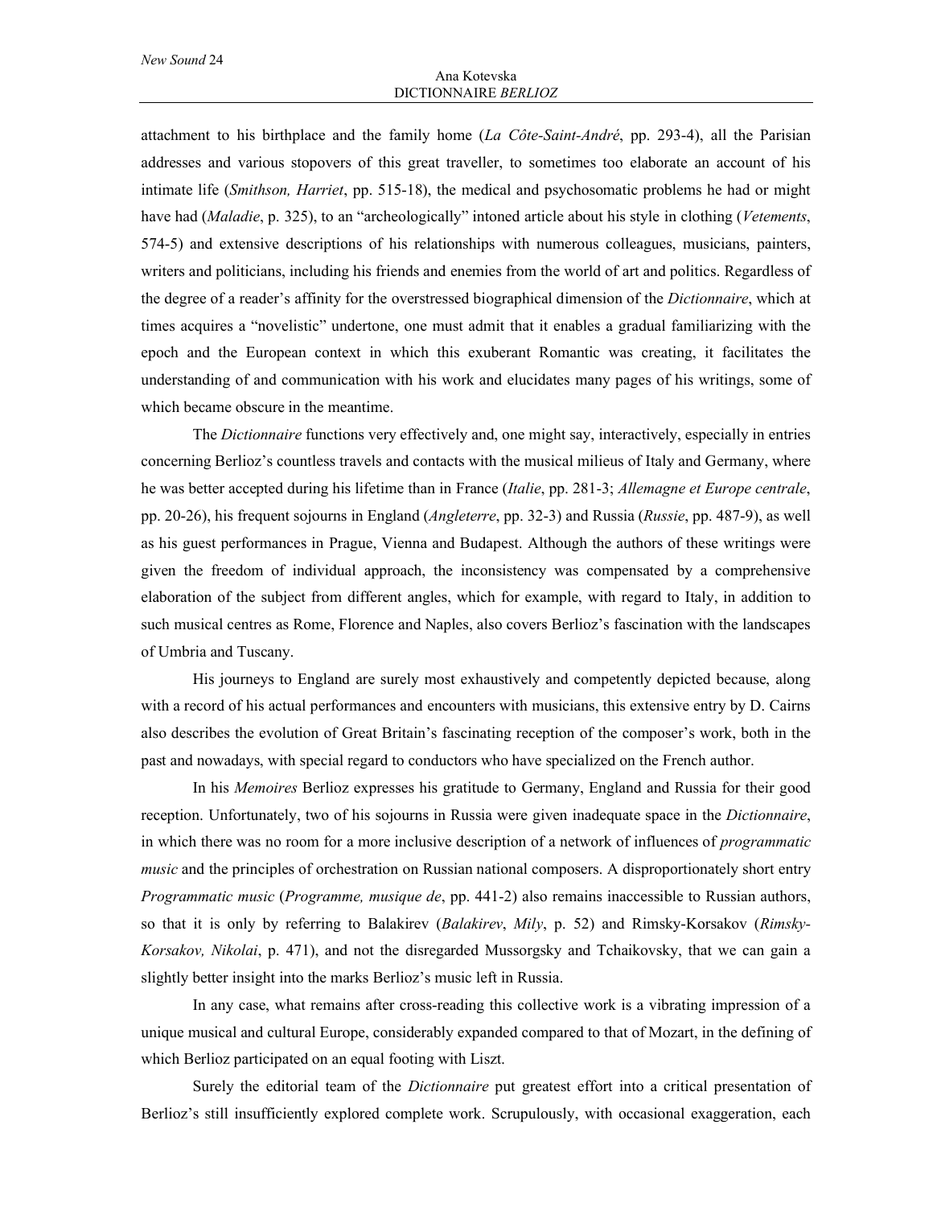attachment to his birthplace and the family home (*La Côte-Saint-André*, pp. 293-4), all the Parisian addresses and various stopovers of this great traveller, to sometimes too elaborate an account of his intimate life (*Smithson, Harriet*, pp. 515-18), the medical and psychosomatic problems he had or might have had (*Maladie*, p. 325), to an "archeologically" intoned article about his style in clothing (*Vetements*, 574-5) and extensive descriptions of his relationships with numerous colleagues, musicians, painters, writers and politicians, including his friends and enemies from the world of art and politics. Regardless of the degree of a reader's affinity for the overstressed biographical dimension of the *Dictionnaire*, which at times acquires a "novelistic" undertone, one must admit that it enables a gradual familiarizing with the epoch and the European context in which this exuberant Romantic was creating, it facilitates the understanding of and communication with his work and elucidates many pages of his writings, some of which became obscure in the meantime.

The *Dictionnaire* functions very effectively and, one might say, interactively, especially in entries concerning Berlioz's countless travels and contacts with the musical milieus of Italy and Germany, where he was better accepted during his lifetime than in France (*Italie*, pp. 281-3; *Allemagne et Europe centrale*, pp. 20-26), his frequent sojourns in England (*Angleterre*, pp. 32-3) and Russia (*Russie*, pp. 487-9), as well as his guest performances in Prague, Vienna and Budapest. Although the authors of these writings were given the freedom of individual approach, the inconsistency was compensated by a comprehensive elaboration of the subject from different angles, which for example, with regard to Italy, in addition to such musical centres as Rome, Florence and Naples, also covers Berlioz's fascination with the landscapes of Umbria and Tuscany.

His journeys to England are surely most exhaustively and competently depicted because, along with a record of his actual performances and encounters with musicians, this extensive entry by D. Cairns also describes the evolution of Great Britain's fascinating reception of the composer's work, both in the past and nowadays, with special regard to conductors who have specialized on the French author.

In his *Memoires* Berlioz expresses his gratitude to Germany, England and Russia for their good reception. Unfortunately, two of his sojourns in Russia were given inadequate space in the *Dictionnaire*, in which there was no room for a more inclusive description of a network of influences of *programmatic music* and the principles of orchestration on Russian national composers. A disproportionately short entry *Programmatic music* (*Programme, musique de*, pp. 441-2) also remains inaccessible to Russian authors, so that it is only by referring to Balakirev (*Balakirev*, *Mily*, p. 52) and Rimsky-Korsakov (*Rimsky-Korsakov, Nikolai*, p. 471), and not the disregarded Mussorgsky and Tchaikovsky, that we can gain a slightly better insight into the marks Berlioz's music left in Russia.

In any case, what remains after cross-reading this collective work is a vibrating impression of a unique musical and cultural Europe, considerably expanded compared to that of Mozart, in the defining of which Berlioz participated on an equal footing with Liszt.

Surely the editorial team of the *Dictionnaire* put greatest effort into a critical presentation of Berlioz's still insufficiently explored complete work. Scrupulously, with occasional exaggeration, each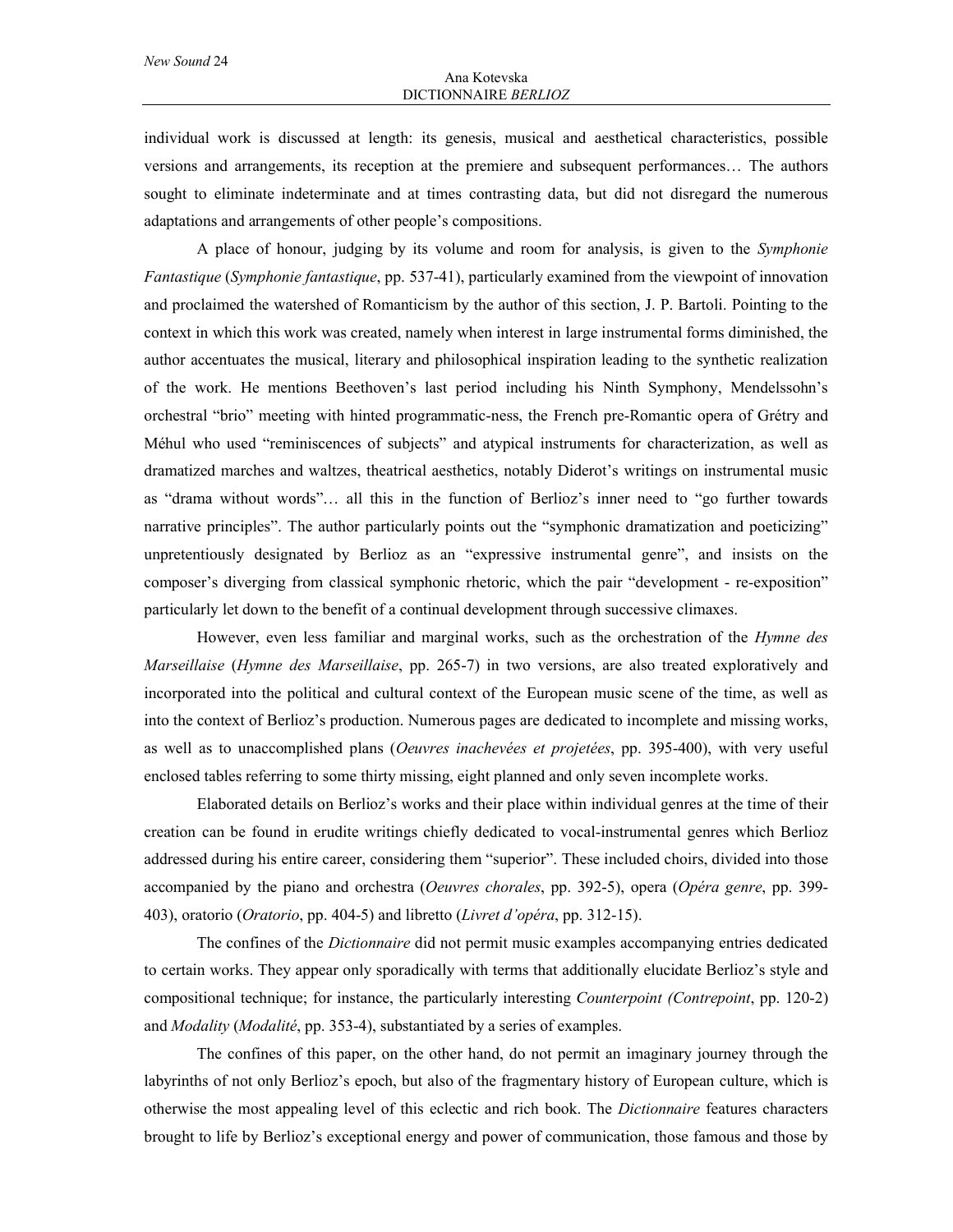individual work is discussed at length: its genesis, musical and aesthetical characteristics, possible versions and arrangements, its reception at the premiere and subsequent performances… The authors sought to eliminate indeterminate and at times contrasting data, but did not disregard the numerous adaptations and arrangements of other people's compositions.

A place of honour, judging by its volume and room for analysis, is given to the *Symphonie Fantastique* (*Symphonie fantastique*, pp. 537-41), particularly examined from the viewpoint of innovation and proclaimed the watershed of Romanticism by the author of this section, J. P. Bartoli. Pointing to the context in which this work was created, namely when interest in large instrumental forms diminished, the author accentuates the musical, literary and philosophical inspiration leading to the synthetic realization of the work. He mentions Beethoven's last period including his Ninth Symphony, Mendelssohn's orchestral "brio" meeting with hinted programmatic-ness, the French pre-Romantic opera of Grétry and Méhul who used "reminiscences of subjects" and atypical instruments for characterization, as well as dramatized marches and waltzes, theatrical aesthetics, notably Diderot's writings on instrumental music as "drama without words"… all this in the function of Berlioz's inner need to "go further towards narrative principles". The author particularly points out the "symphonic dramatization and poeticizing" unpretentiously designated by Berlioz as an "expressive instrumental genre", and insists on the composer's diverging from classical symphonic rhetoric, which the pair "development - re-exposition" particularly let down to the benefit of a continual development through successive climaxes.

However, even less familiar and marginal works, such as the orchestration of the *Hymne des Marseillaise* (*Hymne des Marseillaise*, pp. 265-7) in two versions, are also treated exploratively and incorporated into the political and cultural context of the European music scene of the time, as well as into the context of Berlioz's production. Numerous pages are dedicated to incomplete and missing works, as well as to unaccomplished plans (*Oeuvres inachevées et projetées*, pp. 395-400), with very useful enclosed tables referring to some thirty missing, eight planned and only seven incomplete works.

Elaborated details on Berlioz's works and their place within individual genres at the time of their creation can be found in erudite writings chiefly dedicated to vocal-instrumental genres which Berlioz addressed during his entire career, considering them "superior". These included choirs, divided into those accompanied by the piano and orchestra (*Oeuvres chorales*, pp. 392-5), opera (*Opéra genre*, pp. 399-403), oratorio (*Oratorio*, pp. 404-5) and libretto (*Livret d'opéra*, pp. 312-15).

The confines of the *Dictionnaire* did not permit music examples accompanying entries dedicated to certain works. They appear only sporadically with terms that additionally elucidate Berlioz's style and compositional technique; for instance, the particularly interesting *Counterpoint (Contrepoint*, pp. 120-2) and *Modality* (*Modalité*, pp. 353-4), substantiated by a series of examples.

The confines of this paper, on the other hand, do not permit an imaginary journey through the labyrinths of not only Berlioz's epoch, but also of the fragmentary history of European culture, which is otherwise the most appealing level of this eclectic and rich book. The *Dictionnaire* features characters brought to life by Berlioz's exceptional energy and power of communication, those famous and those by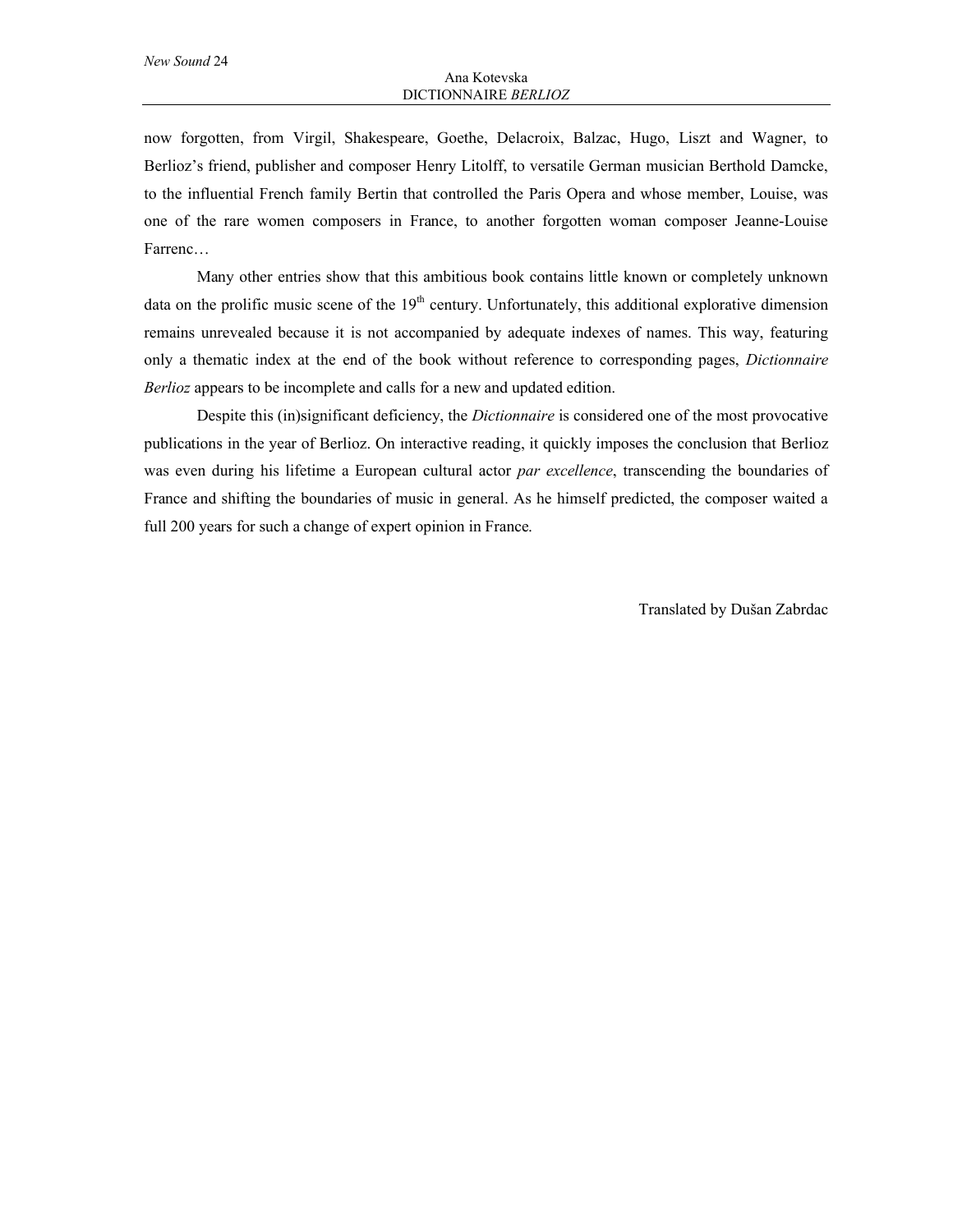now forgotten, from Virgil, Shakespeare, Goethe, Delacroix, Balzac, Hugo, Liszt and Wagner, to Berlioz's friend, publisher and composer Henry Litolff, to versatile German musician Berthold Damcke, to the influential French family Bertin that controlled the Paris Opera and whose member, Louise, was one of the rare women composers in France, to another forgotten woman composer Jeanne-Louise Farrenc…

Many other entries show that this ambitious book contains little known or completely unknown data on the prolific music scene of the 19th century. Unfortunately, this additional explorative dimension remains unrevealed because it is not accompanied by adequate indexes of names. This way, featuring only a thematic index at the end of the book without reference to corresponding pages, *Dictionnaire Berlioz* appears to be incomplete and calls for a new and updated edition.

Despite this (in)significant deficiency, the *Dictionnaire* is considered one of the most provocative publications in the year of Berlioz. On interactive reading, it quickly imposes the conclusion that Berlioz was even during his lifetime a European cultural actor *par excellence*, transcending the boundaries of France and shifting the boundaries of music in general. As he himself predicted, the composer waited a full 200 years for such a change of expert opinion in France.

Translated by Dušan Zabrdac